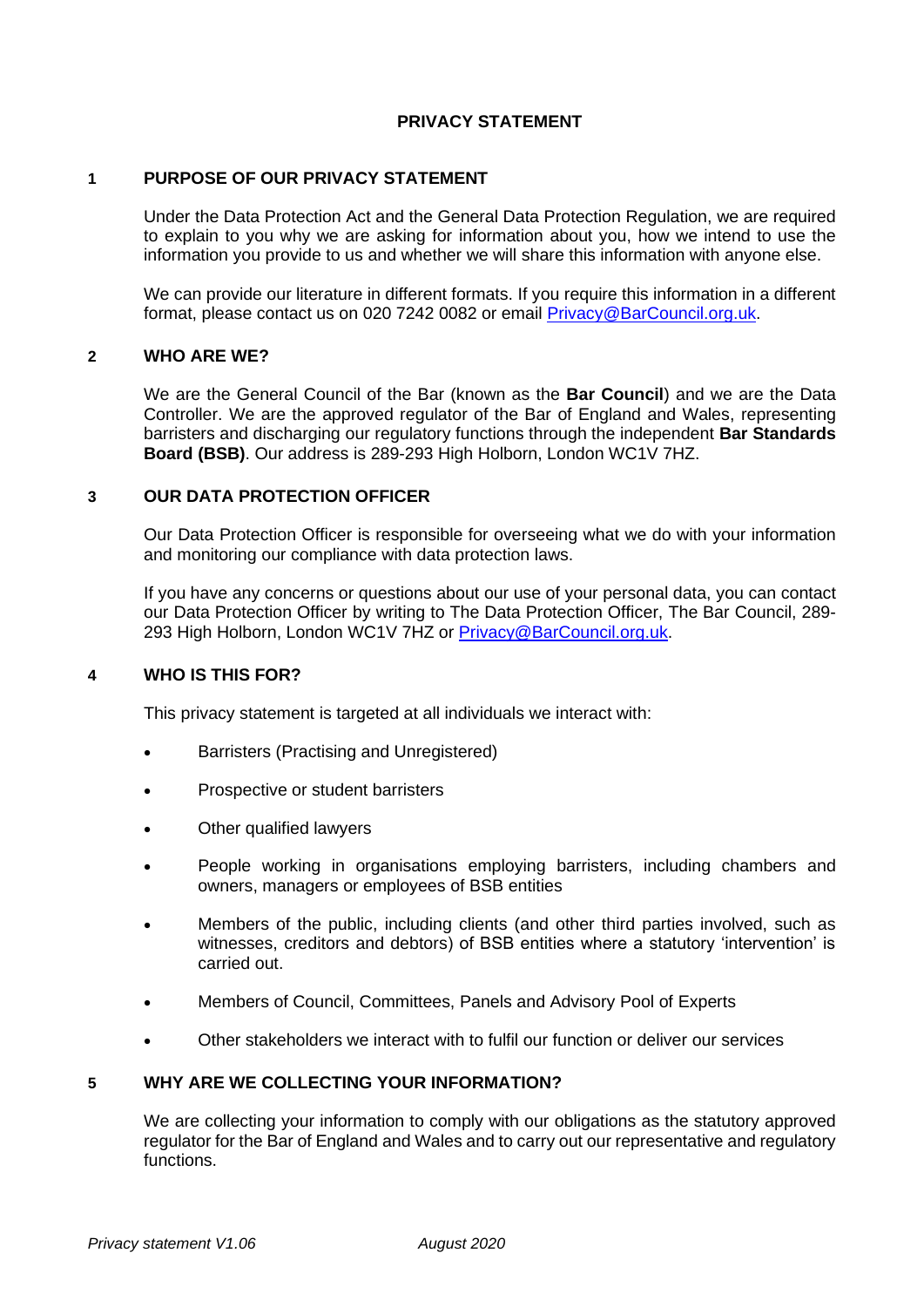# PRIVACY STATEMENT

## 1 PURPOSE OF OUR PRIVACY STATEMENT

Under the Data Protection Act and the General Data Protection Regulation, we are required to explain to you why we are asking for information about you, how we intend to use the information you provide to us and whether we will share this information with anyone else.

We can provide our literature in different formats. If you require this information in a different format, please contact us on 020 7242 0082 or email Privacy@BarCouncil.org.uk.

## 2 WHO ARE WE?

We are the General Council of the Bar (known as the **Bar Council**) and we are the Data Controller. We are the approved regulator of the Bar of England and Wales, representing barristers and discharging our regulatory functions through the independent **Bar Standards Board (BSB)**. Our address is 289-293 High Holborn, London WC1V 7HZ.

## 3 OUR DATA PROTECTION OFFICER

Our Data Protection Officer is responsible for overseeing what we do with your information and monitoring our compliance with data protection laws.

If you have any concerns or questions about our use of your personal data, you can contact our Data Protection Officer by writing to The Data Protection Officer, The Bar Council, 289-293 High Holborn, London WC1V 7HZ or Privacy@BarCouncil.org.uk.

## 4 WHO IS THIS FOR?

This privacy statement is targeted at all individuals we interact with:

- Barristers (Practising and Unregistered)
- Prospective or student barristers
- Other qualified lawyers
- People working in organisations employing barristers, including chambers and owners, managers or employees of BSB entities
- Members of the public, including clients (and other third parties involved, such as witnesses, creditors and debtors) of BSB entities where a statutory 'intervention' is carried out.
- Members of Council, Committees, Panels and Advisory Pool of Experts
- Other stakeholders we interact with to fulfil our function or deliver our services

## 5 WHY ARE WE COLLECTING YOUR INFORMATION?

We are collecting your information to comply with our obligations as the statutory approved regulator for the Bar of England and Wales and to carry out our representative and regulatory functions.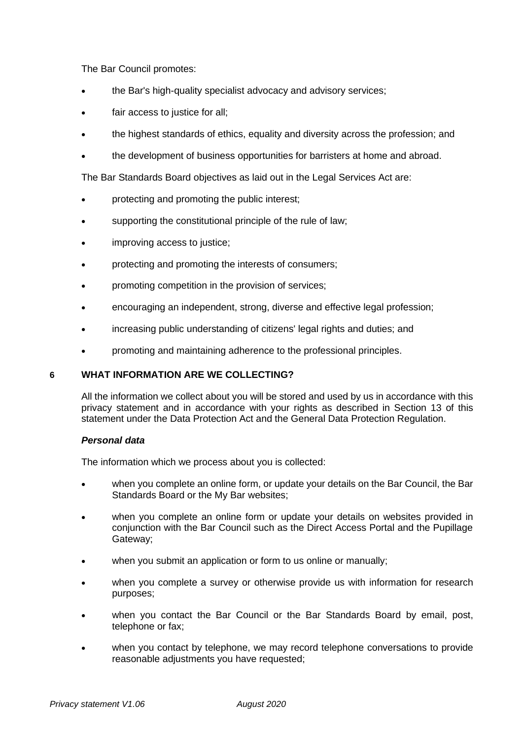The Bar Council promotes:

- the Bar's high-quality specialist advocacy and advisory services;
- fair access to justice for all;
- the highest standards of ethics, equality and diversity across the profession; and
- the development of business opportunities for barristers at home and abroad.

The Bar Standards Board objectives as laid out in the Legal Services Act are:

- protecting and promoting the public interest;
- supporting the constitutional principle of the rule of law;
- improving access to justice;
- protecting and promoting the interests of consumers;
- promoting competition in the provision of services;
- encouraging an independent, strong, diverse and effective legal profession;
- increasing public understanding of citizens' legal rights and duties; and
- promoting and maintaining adherence to the professional principles.

## 6 WHAT INFORMATION ARE WE COLLECTING?

All the information we collect about you will be stored and used by us in accordance with this privacy statement and in accordance with your rights as described in Section 13 of this statement under the Data Protection Act and the General Data Protection Regulation.

***Personal data***

The information which we process about you is collected:

- when you complete an online form, or update your details on the Bar Council, the Bar Standards Board or the My Bar websites;
- when you complete an online form or update your details on websites provided in conjunction with the Bar Council such as the Direct Access Portal and the Pupillage Gateway;
- when you submit an application or form to us online or manually;
- when you complete a survey or otherwise provide us with information for research purposes;
- when you contact the Bar Council or the Bar Standards Board by email, post, telephone or fax;
- when you contact by telephone, we may record telephone conversations to provide reasonable adjustments you have requested;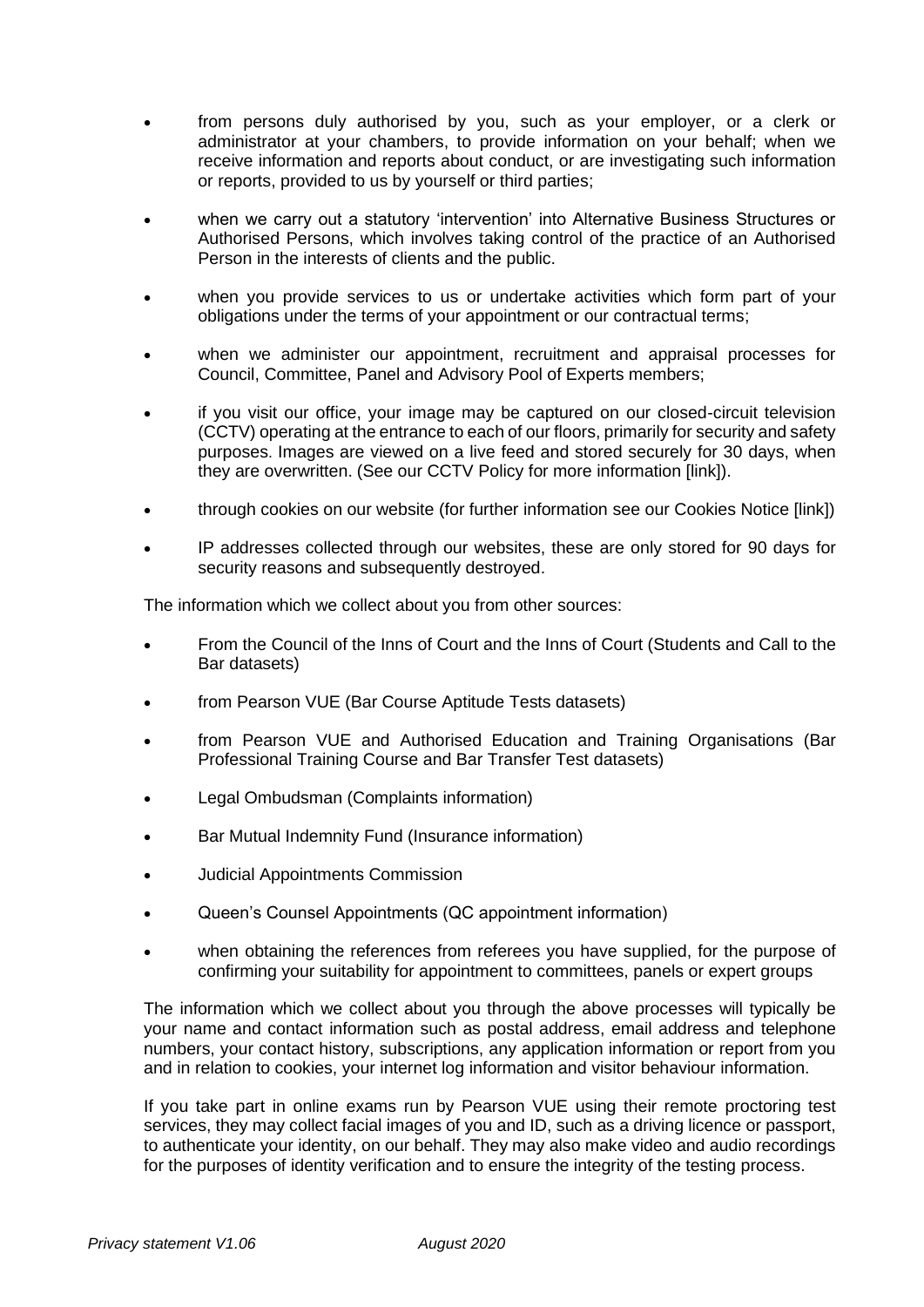- from persons duly authorised by you, such as your employer, or a clerk or administrator at your chambers, to provide information on your behalf; when we receive information and reports about conduct, or are investigating such information or reports, provided to us by yourself or third parties;
- when we carry out a statutory 'intervention' into Alternative Business Structures or Authorised Persons, which involves taking control of the practice of an Authorised Person in the interests of clients and the public.
- when you provide services to us or undertake activities which form part of your obligations under the terms of your appointment or our contractual terms;
- when we administer our appointment, recruitment and appraisal processes for Council, Committee, Panel and Advisory Pool of Experts members;
- if you visit our office, your image may be captured on our closed-circuit television (CCTV) operating at the entrance to each of our floors, primarily for security and safety purposes. Images are viewed on a live feed and stored securely for 30 days, when they are overwritten. (See our CCTV Policy for more information [link]).
- through cookies on our website (for further information see our Cookies Notice [link])
- IP addresses collected through our websites, these are only stored for 90 days for security reasons and subsequently destroyed.

The information which we collect about you from other sources:

- From the Council of the Inns of Court and the Inns of Court (Students and Call to the Bar datasets)
- from Pearson VUE (Bar Course Aptitude Tests datasets)
- from Pearson VUE and Authorised Education and Training Organisations (Bar Professional Training Course and Bar Transfer Test datasets)
- Legal Ombudsman (Complaints information)
- Bar Mutual Indemnity Fund (Insurance information)
- Judicial Appointments Commission
- Queen's Counsel Appointments (QC appointment information)
- when obtaining the references from referees you have supplied, for the purpose of confirming your suitability for appointment to committees, panels or expert groups

The information which we collect about you through the above processes will typically be your name and contact information such as postal address, email address and telephone numbers, your contact history, subscriptions, any application information or report from you and in relation to cookies, your internet log information and visitor behaviour information.

If you take part in online exams run by Pearson VUE using their remote proctoring test services, they may collect facial images of you and ID, such as a driving licence or passport, to authenticate your identity, on our behalf. They may also make video and audio recordings for the purposes of identity verification and to ensure the integrity of the testing process.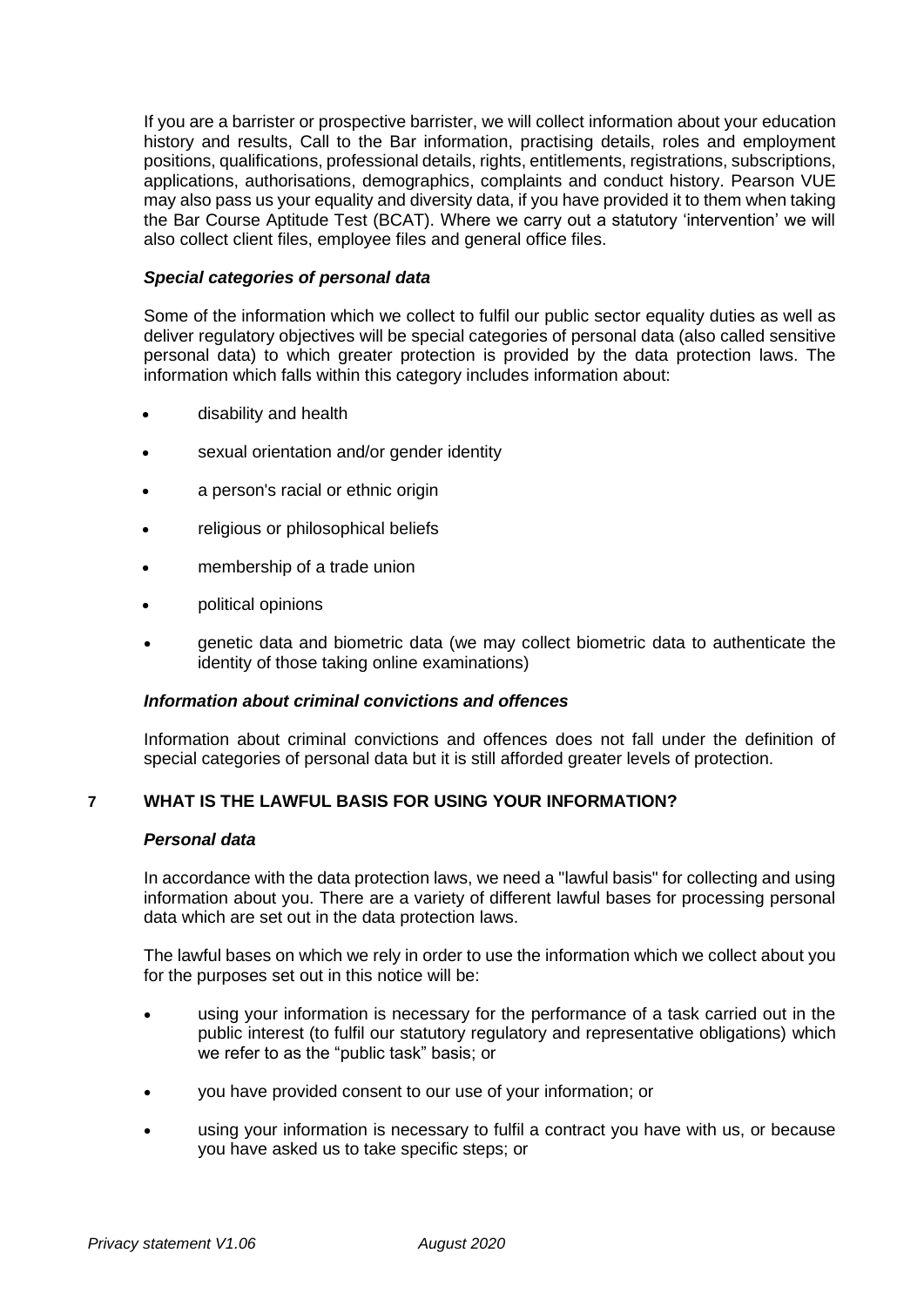If you are a barrister or prospective barrister, we will collect information about your education history and results, Call to the Bar information, practising details, roles and employment positions, qualifications, professional details, rights, entitlements, registrations, subscriptions, applications, authorisations, demographics, complaints and conduct history. Pearson VUE may also pass us your equality and diversity data, if you have provided it to them when taking the Bar Course Aptitude Test (BCAT). Where we carry out a statutory 'intervention' we will also collect client files, employee files and general office files.

***Special categories of personal data***

Some of the information which we collect to fulfil our public sector equality duties as well as deliver regulatory objectives will be special categories of personal data (also called sensitive personal data) to which greater protection is provided by the data protection laws. The information which falls within this category includes information about:

- disability and health
- sexual orientation and/or gender identity
- a person's racial or ethnic origin
- religious or philosophical beliefs
- membership of a trade union
- political opinions
- genetic data and biometric data (we may collect biometric data to authenticate the identity of those taking online examinations)

***Information about criminal convictions and offences***

Information about criminal convictions and offences does not fall under the definition of special categories of personal data but it is still afforded greater levels of protection.

## 7 WHAT IS THE LAWFUL BASIS FOR USING YOUR INFORMATION?

***Personal data***

In accordance with the data protection laws, we need a "lawful basis" for collecting and using information about you. There are a variety of different lawful bases for processing personal data which are set out in the data protection laws.

The lawful bases on which we rely in order to use the information which we collect about you for the purposes set out in this notice will be:

- using your information is necessary for the performance of a task carried out in the public interest (to fulfil our statutory regulatory and representative obligations) which we refer to as the "public task" basis; or
- you have provided consent to our use of your information; or
- using your information is necessary to fulfil a contract you have with us, or because you have asked us to take specific steps; or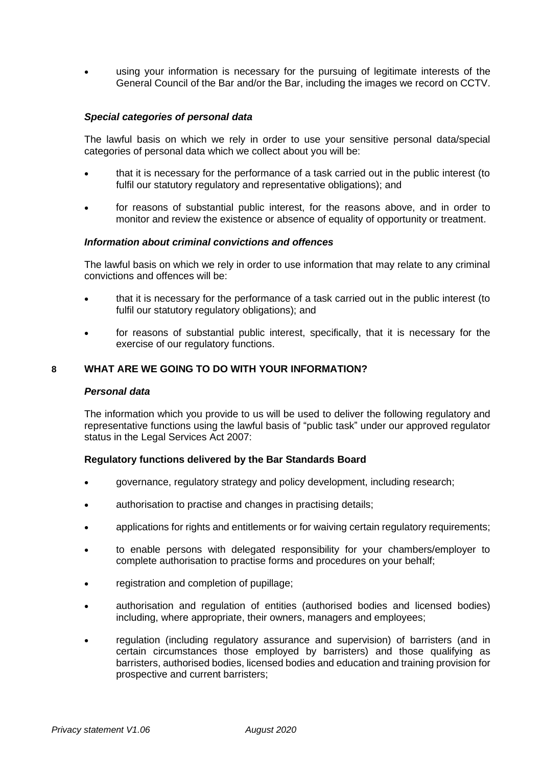- using your information is necessary for the pursuing of legitimate interests of the General Council of the Bar and/or the Bar, including the images we record on CCTV.

***Special categories of personal data***

The lawful basis on which we rely in order to use your sensitive personal data/special categories of personal data which we collect about you will be:

- that it is necessary for the performance of a task carried out in the public interest (to fulfil our statutory regulatory and representative obligations); and
- for reasons of substantial public interest, for the reasons above, and in order to monitor and review the existence or absence of equality of opportunity or treatment.

***Information about criminal convictions and offences***

The lawful basis on which we rely in order to use information that may relate to any criminal convictions and offences will be:

- that it is necessary for the performance of a task carried out in the public interest (to fulfil our statutory regulatory obligations); and
- for reasons of substantial public interest, specifically, that it is necessary for the exercise of our regulatory functions.

## 8 WHAT ARE WE GOING TO DO WITH YOUR INFORMATION?

***Personal data***

The information which you provide to us will be used to deliver the following regulatory and representative functions using the lawful basis of "public task" under our approved regulator status in the Legal Services Act 2007:

**Regulatory functions delivered by the Bar Standards Board**

- governance, regulatory strategy and policy development, including research;
- authorisation to practise and changes in practising details;
- applications for rights and entitlements or for waiving certain regulatory requirements;
- to enable persons with delegated responsibility for your chambers/employer to complete authorisation to practise forms and procedures on your behalf;
- registration and completion of pupillage;
- authorisation and regulation of entities (authorised bodies and licensed bodies) including, where appropriate, their owners, managers and employees;
- regulation (including regulatory assurance and supervision) of barristers (and in certain circumstances those employed by barristers) and those qualifying as barristers, authorised bodies, licensed bodies and education and training provision for prospective and current barristers;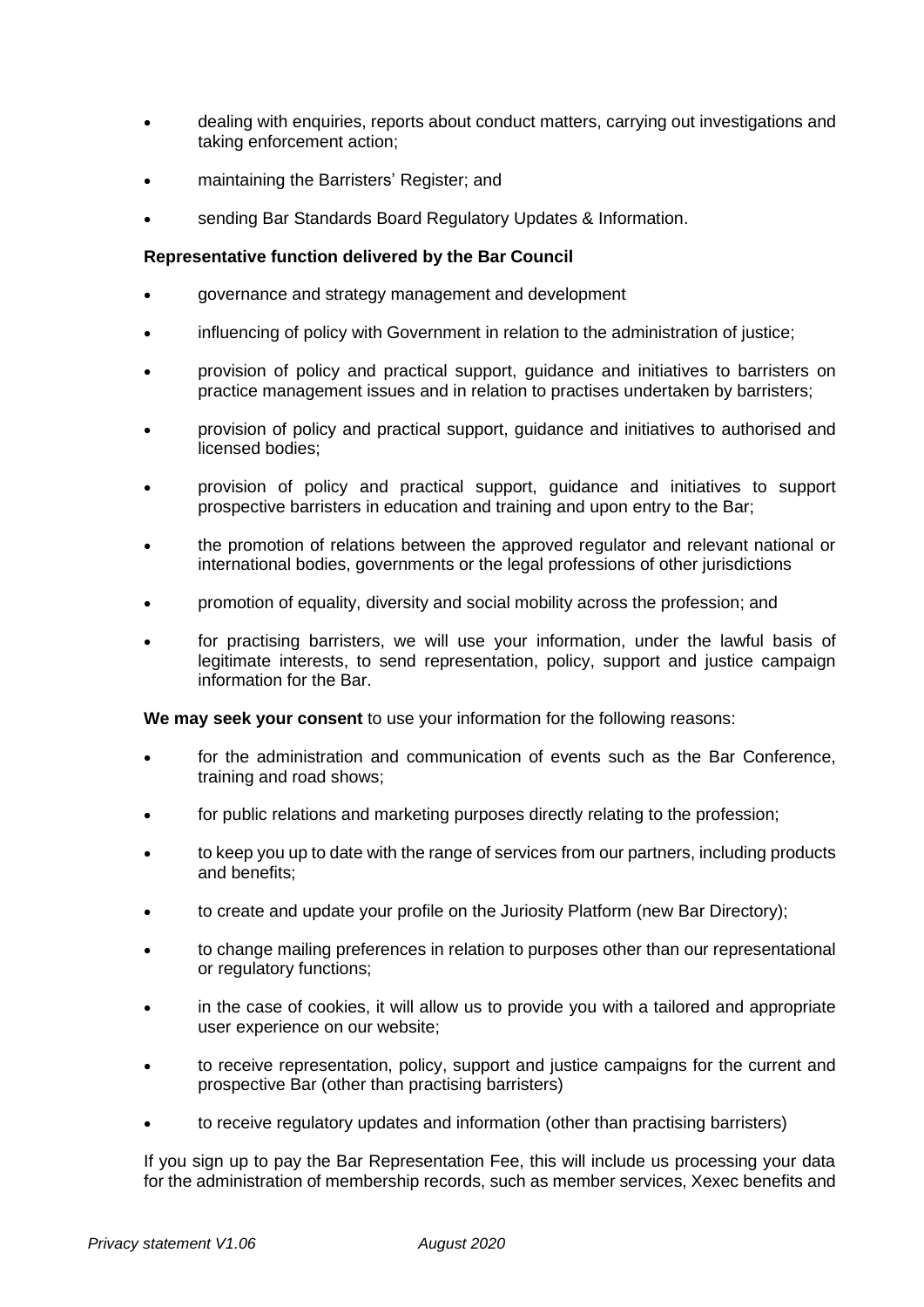- dealing with enquiries, reports about conduct matters, carrying out investigations and taking enforcement action;
- maintaining the Barristers' Register; and
- sending Bar Standards Board Regulatory Updates & Information.

**Representative function delivered by the Bar Council**

- governance and strategy management and development
- influencing of policy with Government in relation to the administration of justice;
- provision of policy and practical support, guidance and initiatives to barristers on practice management issues and in relation to practises undertaken by barristers;
- provision of policy and practical support, guidance and initiatives to authorised and licensed bodies;
- provision of policy and practical support, guidance and initiatives to support prospective barristers in education and training and upon entry to the Bar;
- the promotion of relations between the approved regulator and relevant national or international bodies, governments or the legal professions of other jurisdictions
- promotion of equality, diversity and social mobility across the profession; and
- for practising barristers, we will use your information, under the lawful basis of legitimate interests, to send representation, policy, support and justice campaign information for the Bar.

**We may seek your consent** to use your information for the following reasons:

- for the administration and communication of events such as the Bar Conference, training and road shows;
- for public relations and marketing purposes directly relating to the profession;
- to keep you up to date with the range of services from our partners, including products and benefits;
- to create and update your profile on the Juriosity Platform (new Bar Directory);
- to change mailing preferences in relation to purposes other than our representational or regulatory functions;
- in the case of cookies, it will allow us to provide you with a tailored and appropriate user experience on our website;
- to receive representation, policy, support and justice campaigns for the current and prospective Bar (other than practising barristers)
- to receive regulatory updates and information (other than practising barristers)

If you sign up to pay the Bar Representation Fee, this will include us processing your data for the administration of membership records, such as member services, Xexec benefits and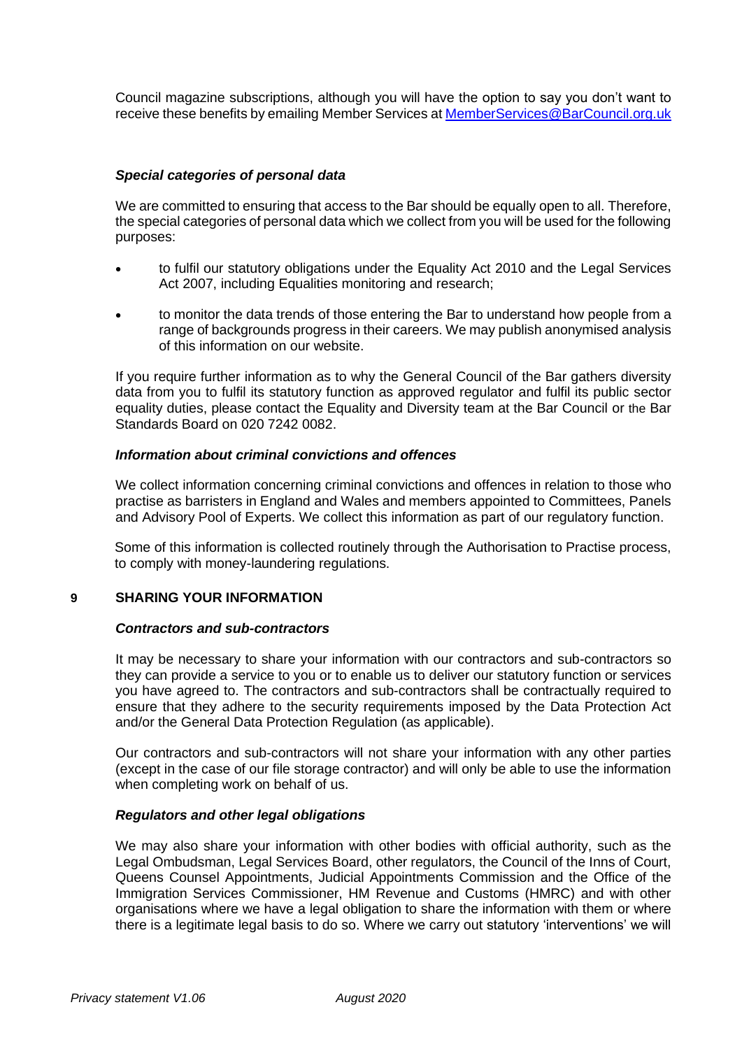Council magazine subscriptions, although you will have the option to say you don't want to receive these benefits by emailing Member Services at MemberServices@BarCouncil.org.uk

***Special categories of personal data***

We are committed to ensuring that access to the Bar should be equally open to all. Therefore, the special categories of personal data which we collect from you will be used for the following purposes:

- to fulfil our statutory obligations under the Equality Act 2010 and the Legal Services Act 2007, including Equalities monitoring and research;
- to monitor the data trends of those entering the Bar to understand how people from a range of backgrounds progress in their careers. We may publish anonymised analysis of this information on our website.

If you require further information as to why the General Council of the Bar gathers diversity data from you to fulfil its statutory function as approved regulator and fulfil its public sector equality duties, please contact the Equality and Diversity team at the Bar Council or the Bar Standards Board on 020 7242 0082.

***Information about criminal convictions and offences***

We collect information concerning criminal convictions and offences in relation to those who practise as barristers in England and Wales and members appointed to Committees, Panels and Advisory Pool of Experts. We collect this information as part of our regulatory function.

Some of this information is collected routinely through the Authorisation to Practise process, to comply with money-laundering regulations.

## 9 SHARING YOUR INFORMATION

***Contractors and sub-contractors***

It may be necessary to share your information with our contractors and sub-contractors so they can provide a service to you or to enable us to deliver our statutory function or services you have agreed to. The contractors and sub-contractors shall be contractually required to ensure that they adhere to the security requirements imposed by the Data Protection Act and/or the General Data Protection Regulation (as applicable).

Our contractors and sub-contractors will not share your information with any other parties (except in the case of our file storage contractor) and will only be able to use the information when completing work on behalf of us.

***Regulators and other legal obligations***

We may also share your information with other bodies with official authority, such as the Legal Ombudsman, Legal Services Board, other regulators, the Council of the Inns of Court, Queens Counsel Appointments, Judicial Appointments Commission and the Office of the Immigration Services Commissioner, HM Revenue and Customs (HMRC) and with other organisations where we have a legal obligation to share the information with them or where there is a legitimate legal basis to do so. Where we carry out statutory 'interventions' we will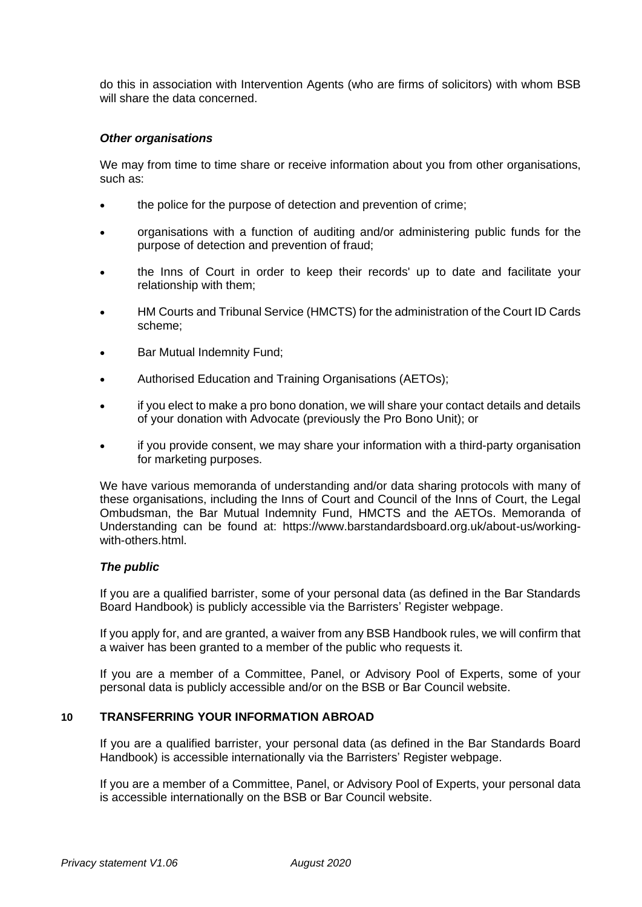do this in association with Intervention Agents (who are firms of solicitors) with whom BSB will share the data concerned.

### *Other organisations*

We may from time to time share or receive information about you from other organisations, such as:

- the police for the purpose of detection and prevention of crime;
- organisations with a function of auditing and/or administering public funds for the purpose of detection and prevention of fraud;
- the Inns of Court in order to keep their records' up to date and facilitate your relationship with them;
- HM Courts and Tribunal Service (HMCTS) for the administration of the Court ID Cards scheme;
- Bar Mutual Indemnity Fund;
- Authorised Education and Training Organisations (AETOs);
- if you elect to make a pro bono donation, we will share your contact details and details of your donation with Advocate (previously the Pro Bono Unit); or
- if you provide consent, we may share your information with a third-party organisation for marketing purposes.

We have various memoranda of understanding and/or data sharing protocols with many of these organisations, including the Inns of Court and Council of the Inns of Court, the Legal Ombudsman, the Bar Mutual Indemnity Fund, HMCTS and the AETOs. Memoranda of Understanding can be found at: https://www.barstandardsboard.org.uk/about-us/working-with-others.html.

### *The public*

If you are a qualified barrister, some of your personal data (as defined in the Bar Standards Board Handbook) is publicly accessible via the Barristers' Register webpage.

If you apply for, and are granted, a waiver from any BSB Handbook rules, we will confirm that a waiver has been granted to a member of the public who requests it.

If you are a member of a Committee, Panel, or Advisory Pool of Experts, some of your personal data is publicly accessible and/or on the BSB or Bar Council website.

## 10 TRANSFERRING YOUR INFORMATION ABROAD

If you are a qualified barrister, your personal data (as defined in the Bar Standards Board Handbook) is accessible internationally via the Barristers' Register webpage.

If you are a member of a Committee, Panel, or Advisory Pool of Experts, your personal data is accessible internationally on the BSB or Bar Council website.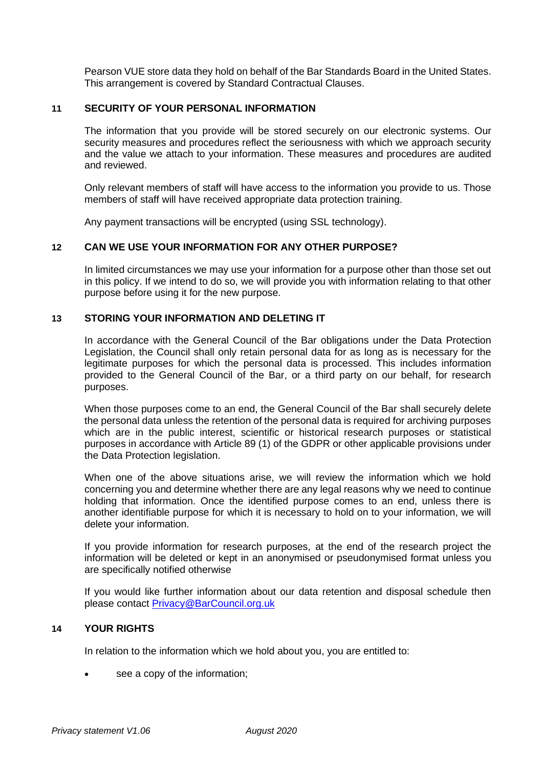Pearson VUE store data they hold on behalf of the Bar Standards Board in the United States. This arrangement is covered by Standard Contractual Clauses.

## 11 SECURITY OF YOUR PERSONAL INFORMATION

The information that you provide will be stored securely on our electronic systems. Our security measures and procedures reflect the seriousness with which we approach security and the value we attach to your information. These measures and procedures are audited and reviewed.

Only relevant members of staff will have access to the information you provide to us. Those members of staff will have received appropriate data protection training.

Any payment transactions will be encrypted (using SSL technology).

## 12 CAN WE USE YOUR INFORMATION FOR ANY OTHER PURPOSE?

In limited circumstances we may use your information for a purpose other than those set out in this policy. If we intend to do so, we will provide you with information relating to that other purpose before using it for the new purpose.

## 13 STORING YOUR INFORMATION AND DELETING IT

In accordance with the General Council of the Bar obligations under the Data Protection Legislation, the Council shall only retain personal data for as long as is necessary for the legitimate purposes for which the personal data is processed. This includes information provided to the General Council of the Bar, or a third party on our behalf, for research purposes.

When those purposes come to an end, the General Council of the Bar shall securely delete the personal data unless the retention of the personal data is required for archiving purposes which are in the public interest, scientific or historical research purposes or statistical purposes in accordance with Article 89 (1) of the GDPR or other applicable provisions under the Data Protection legislation.

When one of the above situations arise, we will review the information which we hold concerning you and determine whether there are any legal reasons why we need to continue holding that information. Once the identified purpose comes to an end, unless there is another identifiable purpose for which it is necessary to hold on to your information, we will delete your information.

If you provide information for research purposes, at the end of the research project the information will be deleted or kept in an anonymised or pseudonymised format unless you are specifically notified otherwise

If you would like further information about our data retention and disposal schedule then please contact Privacy@BarCouncil.org.uk

## 14 YOUR RIGHTS

In relation to the information which we hold about you, you are entitled to:

- see a copy of the information;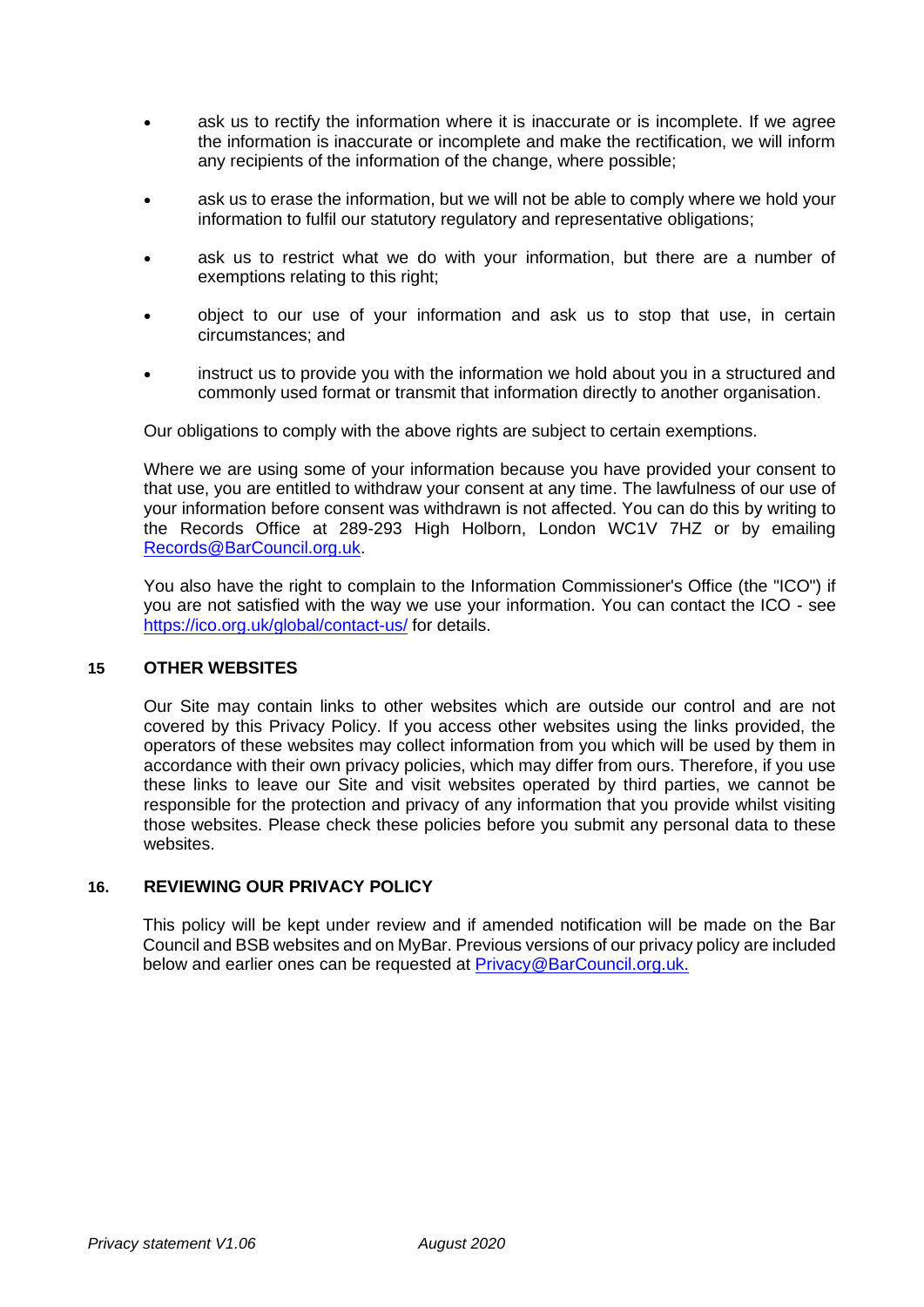- ask us to rectify the information where it is inaccurate or is incomplete. If we agree the information is inaccurate or incomplete and make the rectification, we will inform any recipients of the information of the change, where possible;
- ask us to erase the information, but we will not be able to comply where we hold your information to fulfil our statutory regulatory and representative obligations;
- ask us to restrict what we do with your information, but there are a number of exemptions relating to this right;
- object to our use of your information and ask us to stop that use, in certain circumstances; and
- instruct us to provide you with the information we hold about you in a structured and commonly used format or transmit that information directly to another organisation.

Our obligations to comply with the above rights are subject to certain exemptions.

Where we are using some of your information because you have provided your consent to that use, you are entitled to withdraw your consent at any time. The lawfulness of our use of your information before consent was withdrawn is not affected. You can do this by writing to the Records Office at 289-293 High Holborn, London WC1V 7HZ or by emailing Records@BarCouncil.org.uk.

You also have the right to complain to the Information Commissioner's Office (the "ICO") if you are not satisfied with the way we use your information. You can contact the ICO - see https://ico.org.uk/global/contact-us/ for details.

## 15 OTHER WEBSITES

Our Site may contain links to other websites which are outside our control and are not covered by this Privacy Policy. If you access other websites using the links provided, the operators of these websites may collect information from you which will be used by them in accordance with their own privacy policies, which may differ from ours. Therefore, if you use these links to leave our Site and visit websites operated by third parties, we cannot be responsible for the protection and privacy of any information that you provide whilst visiting those websites. Please check these policies before you submit any personal data to these websites.

## 16. REVIEWING OUR PRIVACY POLICY

This policy will be kept under review and if amended notification will be made on the Bar Council and BSB websites and on MyBar. Previous versions of our privacy policy are included below and earlier ones can be requested at Privacy@BarCouncil.org.uk.

*Privacy statement V1.06* *August 2020*